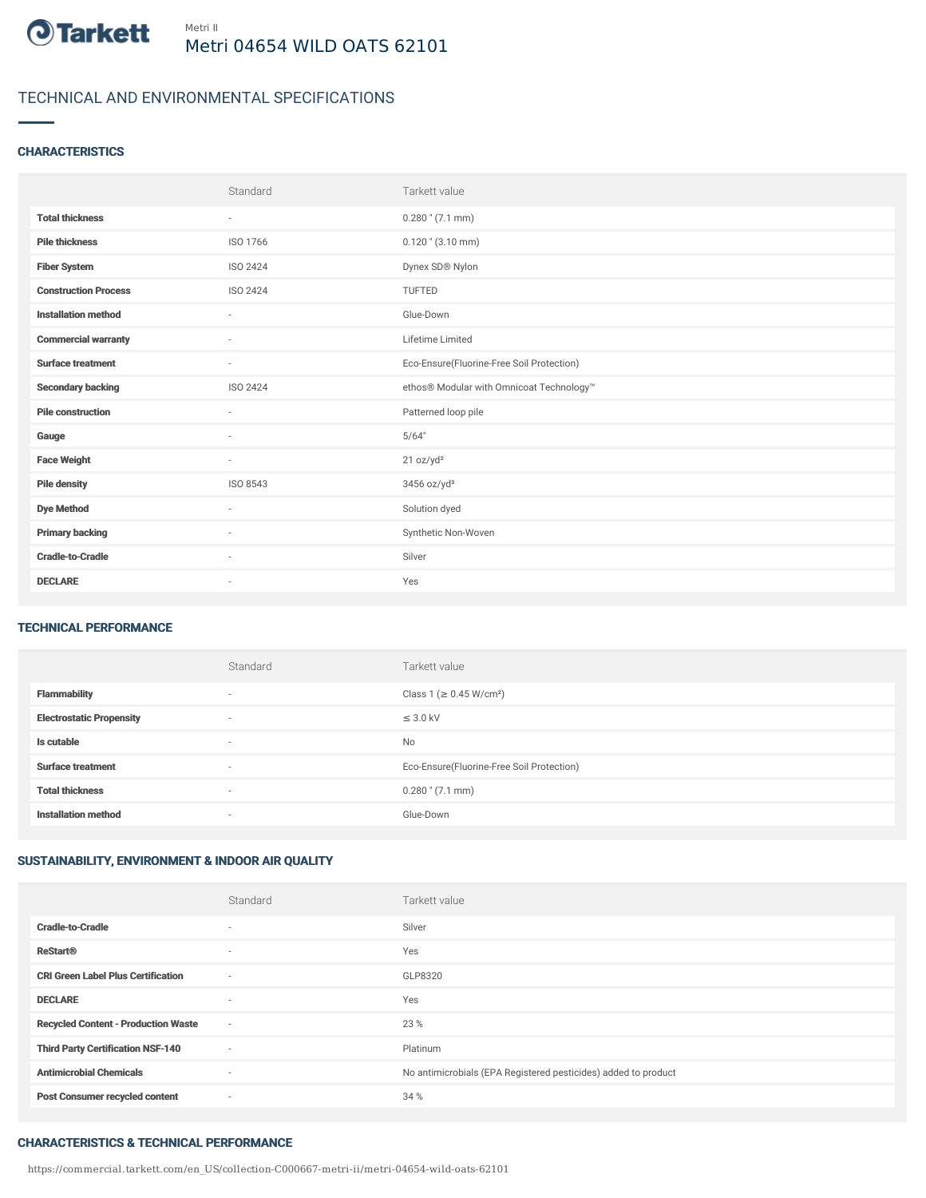Metri II

# Metri 04654 WILD OATS 62101

## TECHNICAL AND ENVIRONMENTAL SPECIFICATIONS

### CHARACTERISTICS

| | Standard | Tarkett value |
|---|---|---|
| **Total thickness** | - | 0.280 " (7.1 mm) |
| **Pile thickness** | ISO 1766 | 0.120 " (3.10 mm) |
| **Fiber System** | ISO 2424 | Dynex SD® Nylon |
| **Construction Process** | ISO 2424 | TUFTED |
| **Installation method** | - | Glue-Down |
| **Commercial warranty** | - | Lifetime Limited |
| **Surface treatment** | - | Eco-Ensure(Fluorine-Free Soil Protection) |
| **Secondary backing** | ISO 2424 | ethos® Modular with Omnicoat Technology™ |
| **Pile construction** | - | Patterned loop pile |
| **Gauge** | - | 5/64" |
| **Face Weight** | - | 21 oz/yd² |
| **Pile density** | ISO 8543 | 3456 oz/yd³ |
| **Dye Method** | - | Solution dyed |
| **Primary backing** | - | Synthetic Non-Woven |
| **Cradle-to-Cradle** | - | Silver |
| **DECLARE** | - | Yes |

### TECHNICAL PERFORMANCE

| | Standard | Tarkett value |
|---|---|---|
| **Flammability** | - | Class 1 (≥ 0.45 W/cm²) |
| **Electrostatic Propensity** | - | ≤ 3.0 kV |
| **Is cutable** | - | No |
| **Surface treatment** | - | Eco-Ensure(Fluorine-Free Soil Protection) |
| **Total thickness** | - | 0.280 " (7.1 mm) |
| **Installation method** | - | Glue-Down |

### SUSTAINABILITY, ENVIRONMENT & INDOOR AIR QUALITY

| | Standard | Tarkett value |
|---|---|---|
| **Cradle-to-Cradle** | - | Silver |
| **ReStart®** | - | Yes |
| **CRI Green Label Plus Certification** | - | GLP8320 |
| **DECLARE** | - | Yes |
| **Recycled Content - Production Waste** | - | 23 % |
| **Third Party Certification NSF-140** | - | Platinum |
| **Antimicrobial Chemicals** | - | No antimicrobials (EPA Registered pesticides) added to product |
| **Post Consumer recycled content** | - | 34 % |

### CHARACTERISTICS & TECHNICAL PERFORMANCE

https://commercial.tarkett.com/en_US/collection-C000667-metri-ii/metri-04654-wild-oats-62101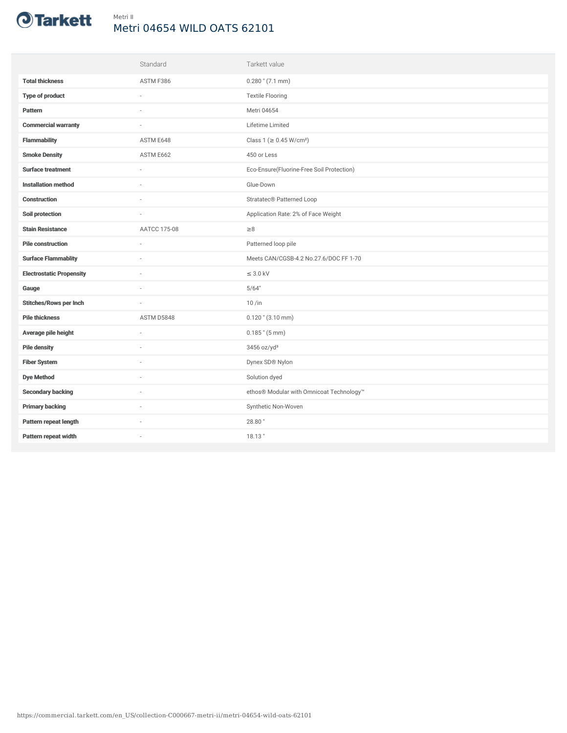Metri II

# Metri 04654 WILD OATS 62101

| | Standard | Tarkett value |
|---|---|---|
| **Total thickness** | ASTM F386 | 0.280 " (7.1 mm) |
| **Type of product** | - | Textile Flooring |
| **Pattern** | - | Metri 04654 |
| **Commercial warranty** | - | Lifetime Limited |
| **Flammability** | ASTM E648 | Class 1 (≥ 0.45 W/cm²) |
| **Smoke Density** | ASTM E662 | 450 or Less |
| **Surface treatment** | - | Eco-Ensure(Fluorine-Free Soil Protection) |
| **Installation method** | - | Glue-Down |
| **Construction** | - | Stratatec® Patterned Loop |
| **Soil protection** | - | Application Rate: 2% of Face Weight |
| **Stain Resistance** | AATCC 175-08 | ≥8 |
| **Pile construction** | - | Patterned loop pile |
| **Surface Flammablity** | - | Meets CAN/CGSB-4.2 No.27.6/DOC FF 1-70 |
| **Electrostatic Propensity** | - | ≤ 3.0 kV |
| **Gauge** | - | 5/64" |
| **Stitches/Rows per Inch** | - | 10 /in |
| **Pile thickness** | ASTM D5848 | 0.120 " (3.10 mm) |
| **Average pile height** | - | 0.185 " (5 mm) |
| **Pile density** | - | 3456 oz/yd³ |
| **Fiber System** | - | Dynex SD® Nylon |
| **Dye Method** | - | Solution dyed |
| **Secondary backing** | - | ethos® Modular with Omnicoat Technology™ |
| **Primary backing** | - | Synthetic Non-Woven |
| **Pattern repeat length** | - | 28.80 " |
| **Pattern repeat width** | - | 18.13 " |

https://commercial.tarkett.com/en_US/collection-C000667-metri-ii/metri-04654-wild-oats-62101